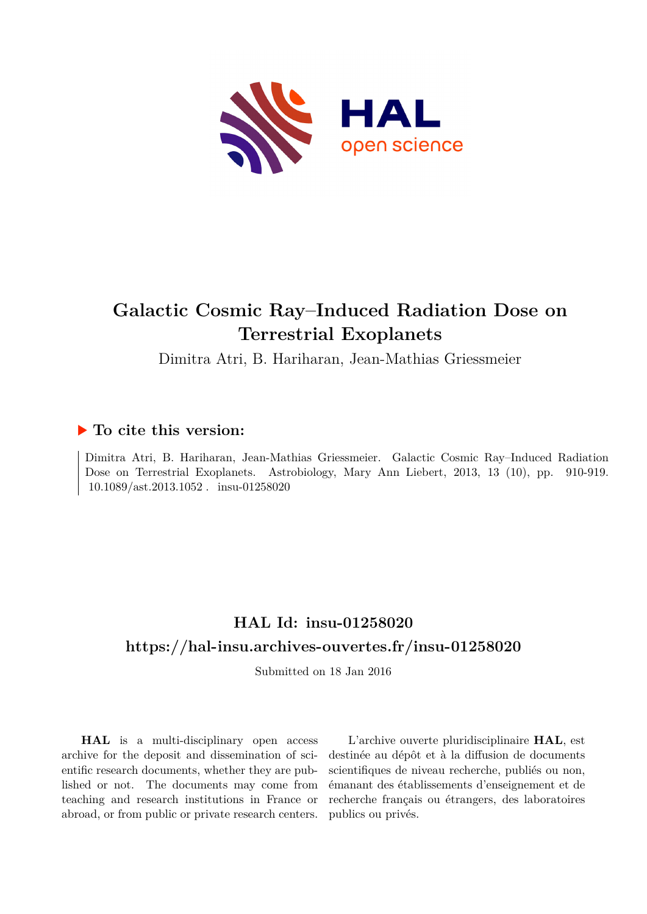# Galactic Cosmic Ray–Induced Radiation Dose on Terrestrial Exoplanets

Dimitra Atri, B. Hariharan, Jean-Mathias Griessmeier

## ▶ To cite this version:

Dimitra Atri, B. Hariharan, Jean-Mathias Griessmeier. Galactic Cosmic Ray–Induced Radiation Dose on Terrestrial Exoplanets. Astrobiology, Mary Ann Liebert, 2013, 13 (10), pp. 910-919. 10.1089/ast.2013.1052 . insu-01258020

## HAL Id: insu-01258020

## https://hal-insu.archives-ouvertes.fr/insu-01258020

Submitted on 18 Jan 2016

**HAL** is a multi-disciplinary open access archive for the deposit and dissemination of scientific research documents, whether they are published or not. The documents may come from teaching and research institutions in France or abroad, or from public or private research centers.

L'archive ouverte pluridisciplinaire **HAL**, est destinée au dépôt et à la diffusion de documents scientifiques de niveau recherche, publiés ou non, émanant des établissements d'enseignement et de recherche français ou étrangers, des laboratoires publics ou privés.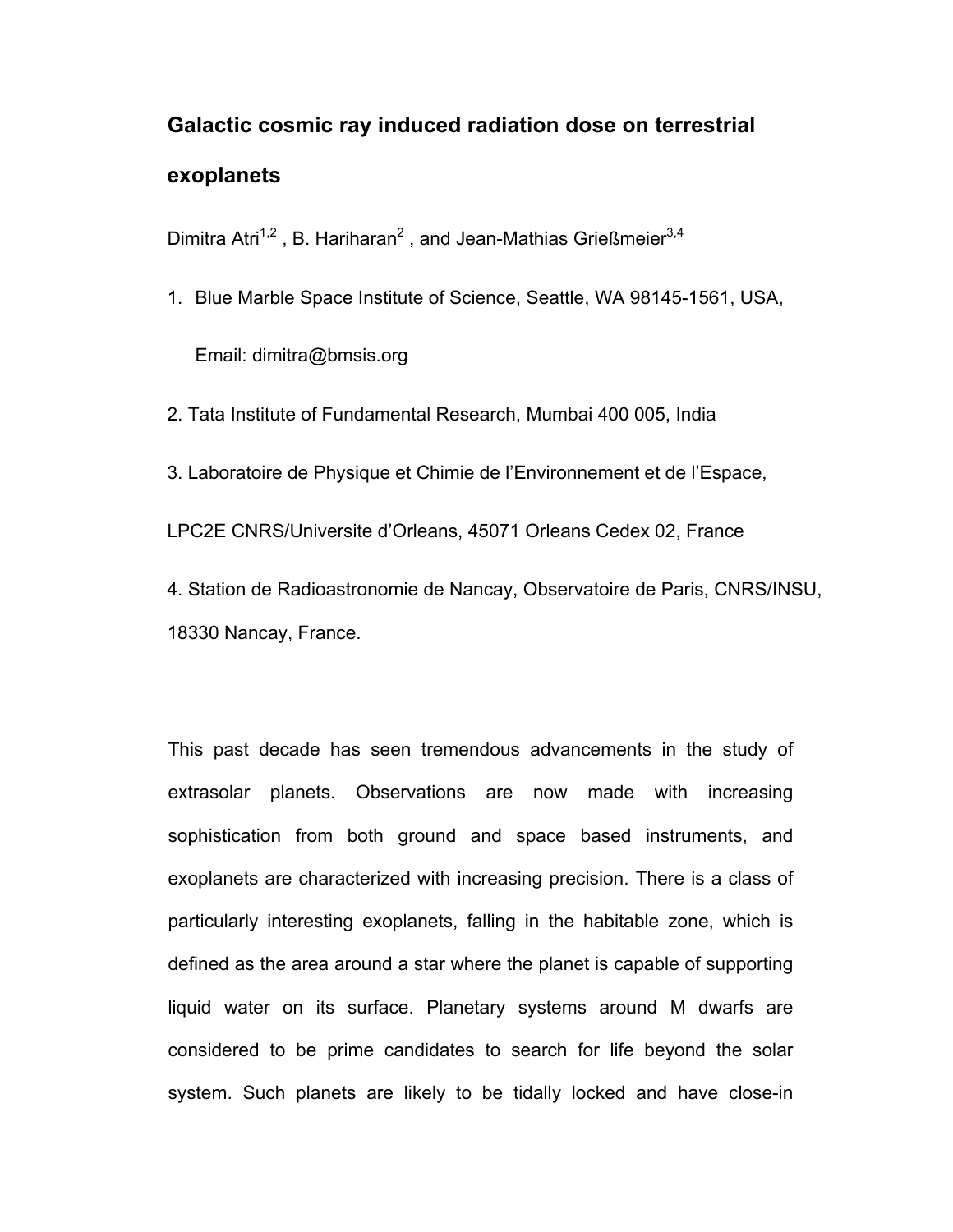# Galactic cosmic ray induced radiation dose on terrestrial exoplanets

Dimitra Atri[1,2] , B. Hariharan[2] , and Jean-Mathias Grießmeier[3,4]

1. Blue Marble Space Institute of Science, Seattle, WA 98145-1561, USA, Email: dimitra@bmsis.org

2. Tata Institute of Fundamental Research, Mumbai 400 005, India

3. Laboratoire de Physique et Chimie de l'Environnement et de l'Espace, LPC2E CNRS/Universite d'Orleans, 45071 Orleans Cedex 02, France

4. Station de Radioastronomie de Nancay, Observatoire de Paris, CNRS/INSU, 18330 Nancay, France.

This past decade has seen tremendous advancements in the study of extrasolar planets. Observations are now made with increasing sophistication from both ground and space based instruments, and exoplanets are characterized with increasing precision. There is a class of particularly interesting exoplanets, falling in the habitable zone, which is defined as the area around a star where the planet is capable of supporting liquid water on its surface. Planetary systems around M dwarfs are considered to be prime candidates to search for life beyond the solar system. Such planets are likely to be tidally locked and have close-in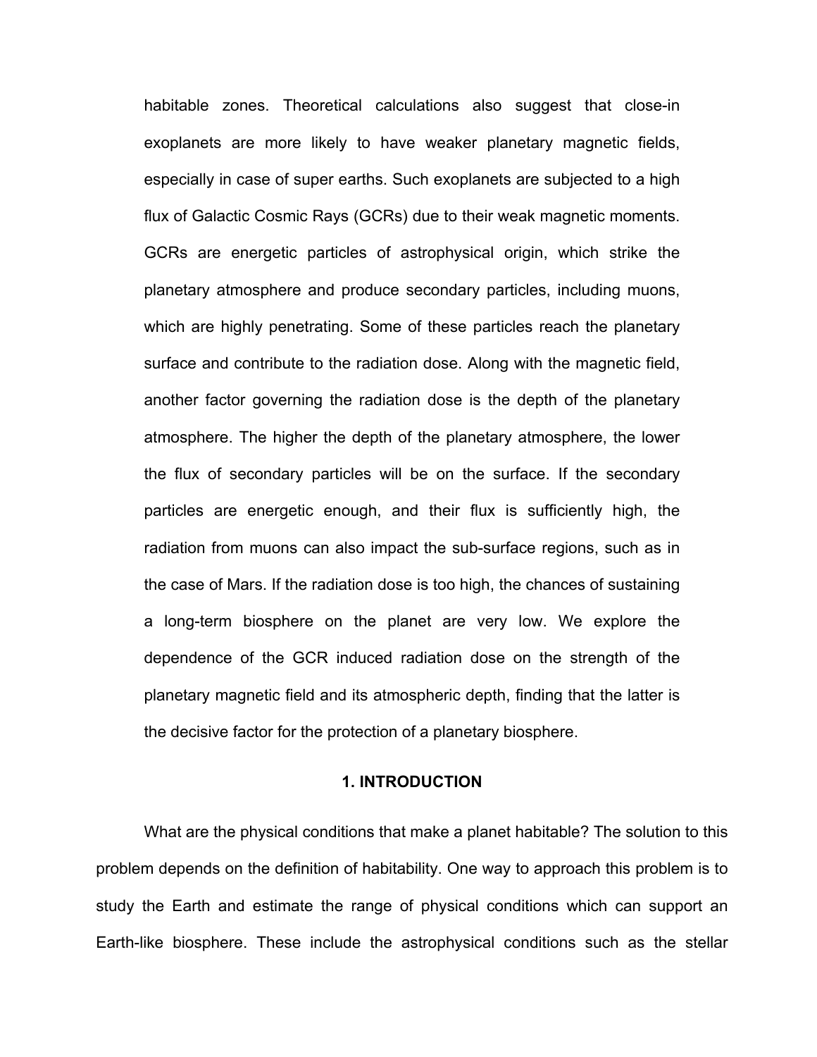habitable zones. Theoretical calculations also suggest that close-in exoplanets are more likely to have weaker planetary magnetic fields, especially in case of super earths. Such exoplanets are subjected to a high flux of Galactic Cosmic Rays (GCRs) due to their weak magnetic moments. GCRs are energetic particles of astrophysical origin, which strike the planetary atmosphere and produce secondary particles, including muons, which are highly penetrating. Some of these particles reach the planetary surface and contribute to the radiation dose. Along with the magnetic field, another factor governing the radiation dose is the depth of the planetary atmosphere. The higher the depth of the planetary atmosphere, the lower the flux of secondary particles will be on the surface. If the secondary particles are energetic enough, and their flux is sufficiently high, the radiation from muons can also impact the sub-surface regions, such as in the case of Mars. If the radiation dose is too high, the chances of sustaining a long-term biosphere on the planet are very low. We explore the dependence of the GCR induced radiation dose on the strength of the planetary magnetic field and its atmospheric depth, finding that the latter is the decisive factor for the protection of a planetary biosphere.

## 1. INTRODUCTION

What are the physical conditions that make a planet habitable? The solution to this problem depends on the definition of habitability. One way to approach this problem is to study the Earth and estimate the range of physical conditions which can support an Earth-like biosphere. These include the astrophysical conditions such as the stellar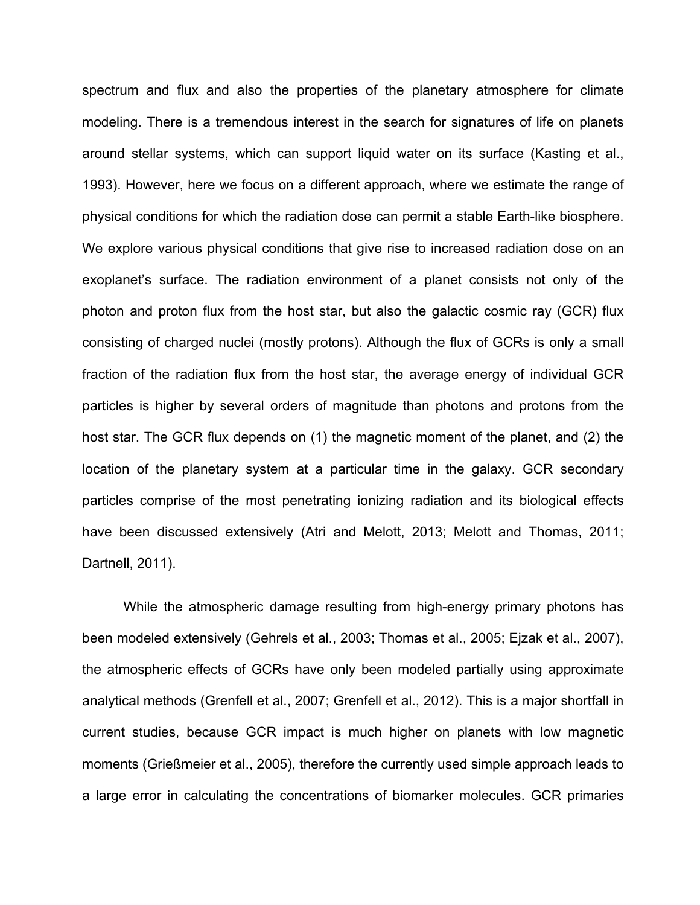spectrum and flux and also the properties of the planetary atmosphere for climate modeling. There is a tremendous interest in the search for signatures of life on planets around stellar systems, which can support liquid water on its surface (Kasting et al., 1993). However, here we focus on a different approach, where we estimate the range of physical conditions for which the radiation dose can permit a stable Earth-like biosphere. We explore various physical conditions that give rise to increased radiation dose on an exoplanet's surface. The radiation environment of a planet consists not only of the photon and proton flux from the host star, but also the galactic cosmic ray (GCR) flux consisting of charged nuclei (mostly protons). Although the flux of GCRs is only a small fraction of the radiation flux from the host star, the average energy of individual GCR particles is higher by several orders of magnitude than photons and protons from the host star. The GCR flux depends on (1) the magnetic moment of the planet, and (2) the location of the planetary system at a particular time in the galaxy. GCR secondary particles comprise of the most penetrating ionizing radiation and its biological effects have been discussed extensively (Atri and Melott, 2013; Melott and Thomas, 2011; Dartnell, 2011).

While the atmospheric damage resulting from high-energy primary photons has been modeled extensively (Gehrels et al., 2003; Thomas et al., 2005; Ejzak et al., 2007), the atmospheric effects of GCRs have only been modeled partially using approximate analytical methods (Grenfell et al., 2007; Grenfell et al., 2012). This is a major shortfall in current studies, because GCR impact is much higher on planets with low magnetic moments (Grießmeier et al., 2005), therefore the currently used simple approach leads to a large error in calculating the concentrations of biomarker molecules. GCR primaries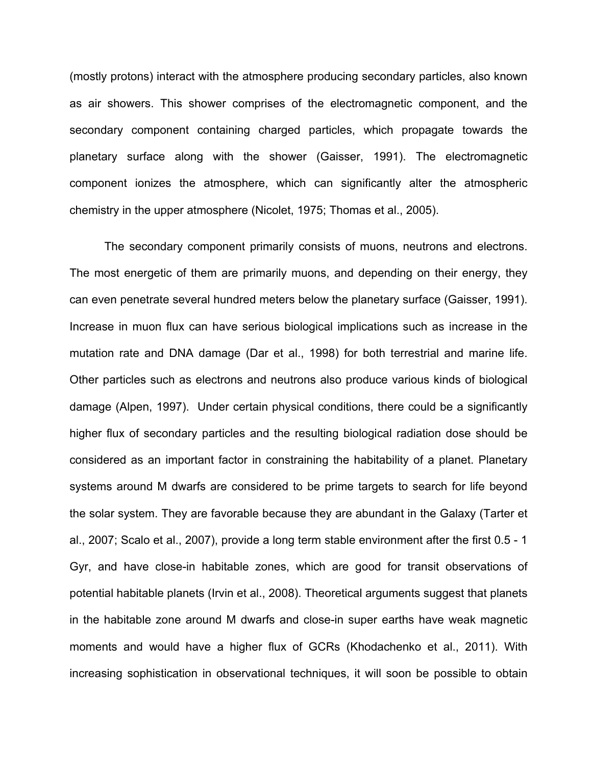(mostly protons) interact with the atmosphere producing secondary particles, also known as air showers. This shower comprises of the electromagnetic component, and the secondary component containing charged particles, which propagate towards the planetary surface along with the shower (Gaisser, 1991). The electromagnetic component ionizes the atmosphere, which can significantly alter the atmospheric chemistry in the upper atmosphere (Nicolet, 1975; Thomas et al., 2005).

The secondary component primarily consists of muons, neutrons and electrons. The most energetic of them are primarily muons, and depending on their energy, they can even penetrate several hundred meters below the planetary surface (Gaisser, 1991). Increase in muon flux can have serious biological implications such as increase in the mutation rate and DNA damage (Dar et al., 1998) for both terrestrial and marine life. Other particles such as electrons and neutrons also produce various kinds of biological damage (Alpen, 1997). Under certain physical conditions, there could be a significantly higher flux of secondary particles and the resulting biological radiation dose should be considered as an important factor in constraining the habitability of a planet. Planetary systems around M dwarfs are considered to be prime targets to search for life beyond the solar system. They are favorable because they are abundant in the Galaxy (Tarter et al., 2007; Scalo et al., 2007), provide a long term stable environment after the first 0.5 - 1 Gyr, and have close-in habitable zones, which are good for transit observations of potential habitable planets (Irvin et al., 2008). Theoretical arguments suggest that planets in the habitable zone around M dwarfs and close-in super earths have weak magnetic moments and would have a higher flux of GCRs (Khodachenko et al., 2011). With increasing sophistication in observational techniques, it will soon be possible to obtain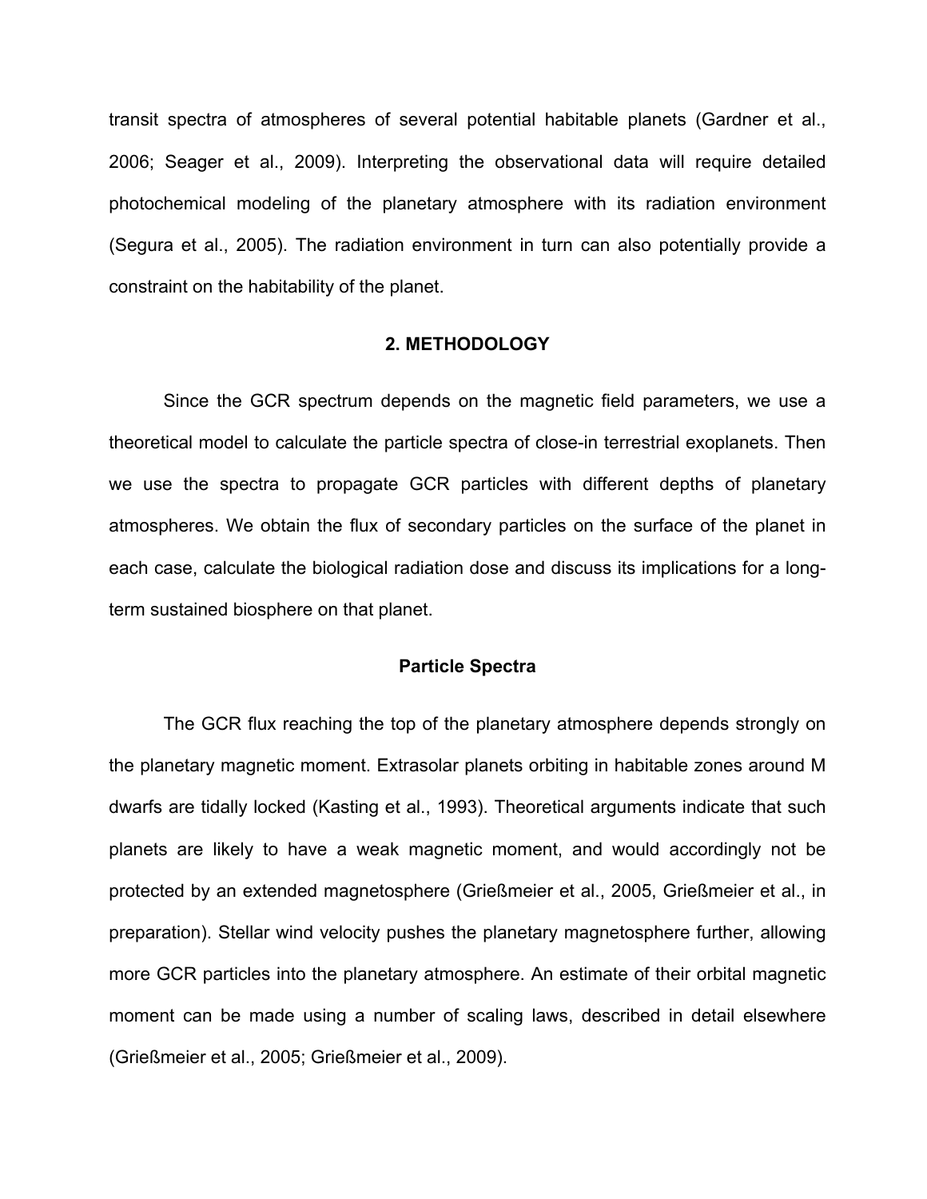transit spectra of atmospheres of several potential habitable planets (Gardner et al., 2006; Seager et al., 2009). Interpreting the observational data will require detailed photochemical modeling of the planetary atmosphere with its radiation environment (Segura et al., 2005). The radiation environment in turn can also potentially provide a constraint on the habitability of the planet.

## 2. METHODOLOGY

Since the GCR spectrum depends on the magnetic field parameters, we use a theoretical model to calculate the particle spectra of close-in terrestrial exoplanets. Then we use the spectra to propagate GCR particles with different depths of planetary atmospheres. We obtain the flux of secondary particles on the surface of the planet in each case, calculate the biological radiation dose and discuss its implications for a long-term sustained biosphere on that planet.

### Particle Spectra

The GCR flux reaching the top of the planetary atmosphere depends strongly on the planetary magnetic moment. Extrasolar planets orbiting in habitable zones around M dwarfs are tidally locked (Kasting et al., 1993). Theoretical arguments indicate that such planets are likely to have a weak magnetic moment, and would accordingly not be protected by an extended magnetosphere (Grießmeier et al., 2005, Grießmeier et al., in preparation). Stellar wind velocity pushes the planetary magnetosphere further, allowing more GCR particles into the planetary atmosphere. An estimate of their orbital magnetic moment can be made using a number of scaling laws, described in detail elsewhere (Grießmeier et al., 2005; Grießmeier et al., 2009).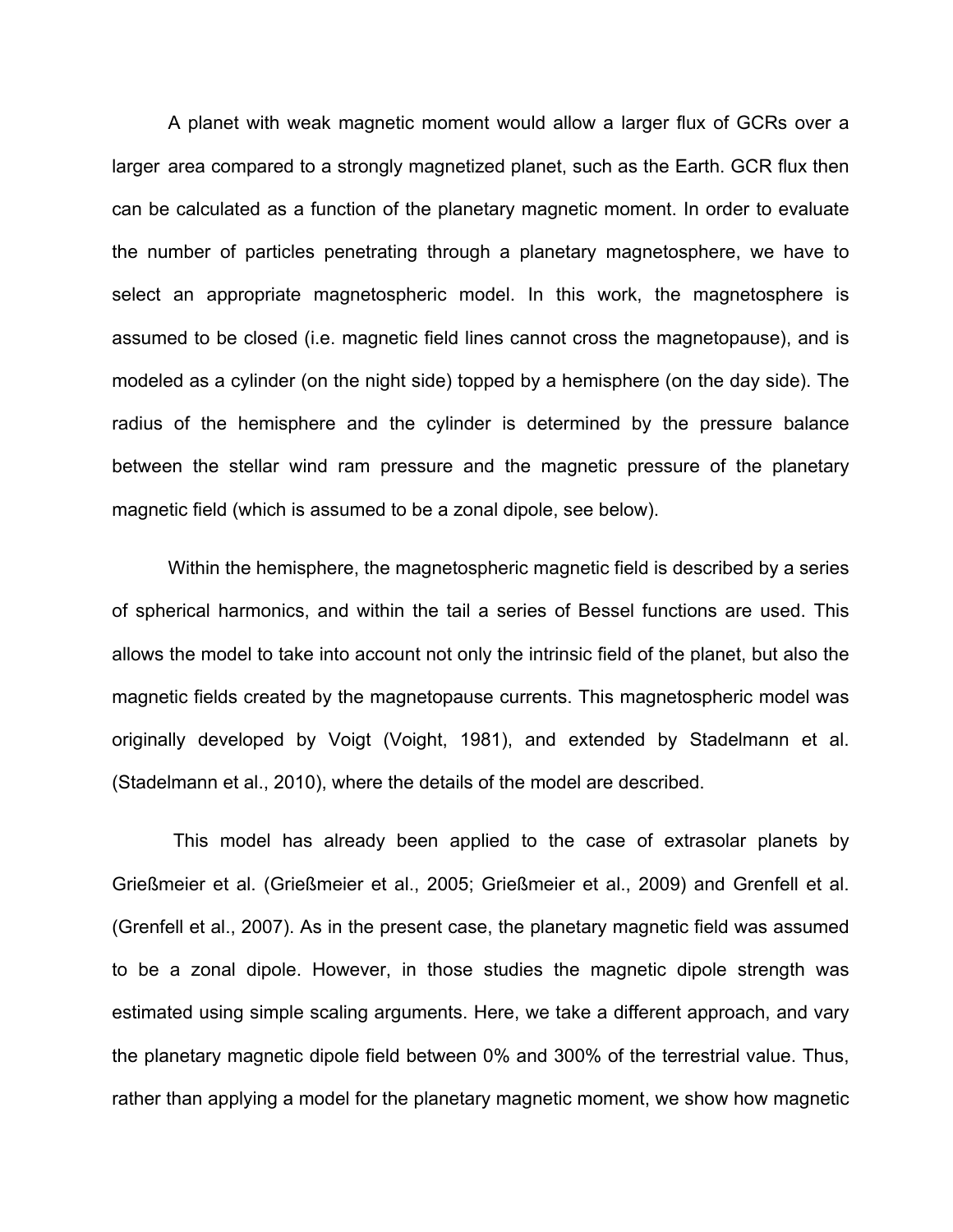A planet with weak magnetic moment would allow a larger flux of GCRs over a larger area compared to a strongly magnetized planet, such as the Earth. GCR flux then can be calculated as a function of the planetary magnetic moment. In order to evaluate the number of particles penetrating through a planetary magnetosphere, we have to select an appropriate magnetospheric model. In this work, the magnetosphere is assumed to be closed (i.e. magnetic field lines cannot cross the magnetopause), and is modeled as a cylinder (on the night side) topped by a hemisphere (on the day side). The radius of the hemisphere and the cylinder is determined by the pressure balance between the stellar wind ram pressure and the magnetic pressure of the planetary magnetic field (which is assumed to be a zonal dipole, see below).

Within the hemisphere, the magnetospheric magnetic field is described by a series of spherical harmonics, and within the tail a series of Bessel functions are used. This allows the model to take into account not only the intrinsic field of the planet, but also the magnetic fields created by the magnetopause currents. This magnetospheric model was originally developed by Voigt (Voight, 1981), and extended by Stadelmann et al. (Stadelmann et al., 2010), where the details of the model are described.

This model has already been applied to the case of extrasolar planets by Grießmeier et al. (Grießmeier et al., 2005; Grießmeier et al., 2009) and Grenfell et al. (Grenfell et al., 2007). As in the present case, the planetary magnetic field was assumed to be a zonal dipole. However, in those studies the magnetic dipole strength was estimated using simple scaling arguments. Here, we take a different approach, and vary the planetary magnetic dipole field between 0% and 300% of the terrestrial value. Thus, rather than applying a model for the planetary magnetic moment, we show how magnetic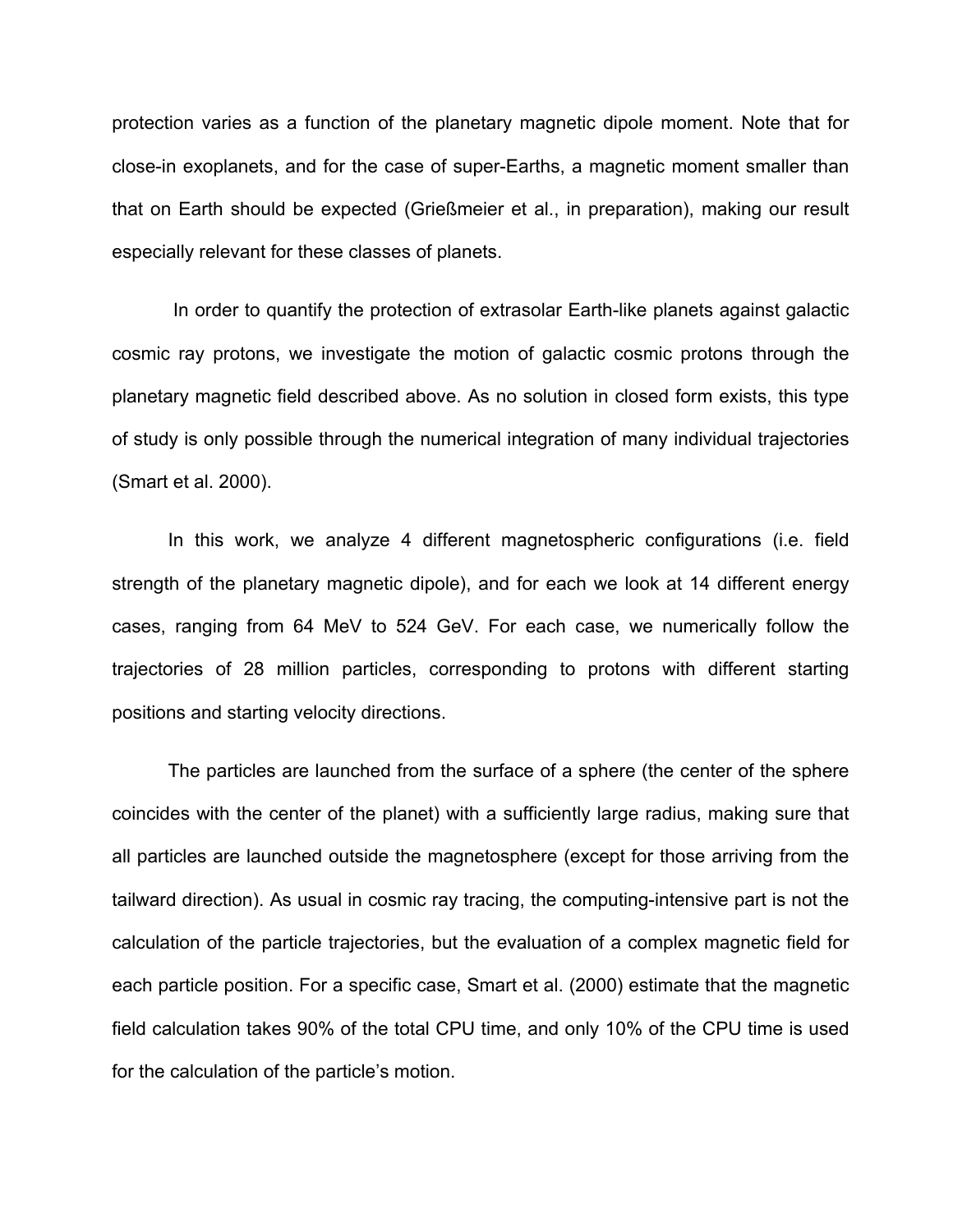protection varies as a function of the planetary magnetic dipole moment. Note that for close-in exoplanets, and for the case of super-Earths, a magnetic moment smaller than that on Earth should be expected (Grießmeier et al., in preparation), making our result especially relevant for these classes of planets.

In order to quantify the protection of extrasolar Earth-like planets against galactic cosmic ray protons, we investigate the motion of galactic cosmic protons through the planetary magnetic field described above. As no solution in closed form exists, this type of study is only possible through the numerical integration of many individual trajectories (Smart et al. 2000).

In this work, we analyze 4 different magnetospheric configurations (i.e. field strength of the planetary magnetic dipole), and for each we look at 14 different energy cases, ranging from 64 MeV to 524 GeV. For each case, we numerically follow the trajectories of 28 million particles, corresponding to protons with different starting positions and starting velocity directions.

The particles are launched from the surface of a sphere (the center of the sphere coincides with the center of the planet) with a sufficiently large radius, making sure that all particles are launched outside the magnetosphere (except for those arriving from the tailward direction). As usual in cosmic ray tracing, the computing-intensive part is not the calculation of the particle trajectories, but the evaluation of a complex magnetic field for each particle position. For a specific case, Smart et al. (2000) estimate that the magnetic field calculation takes 90% of the total CPU time, and only 10% of the CPU time is used for the calculation of the particle's motion.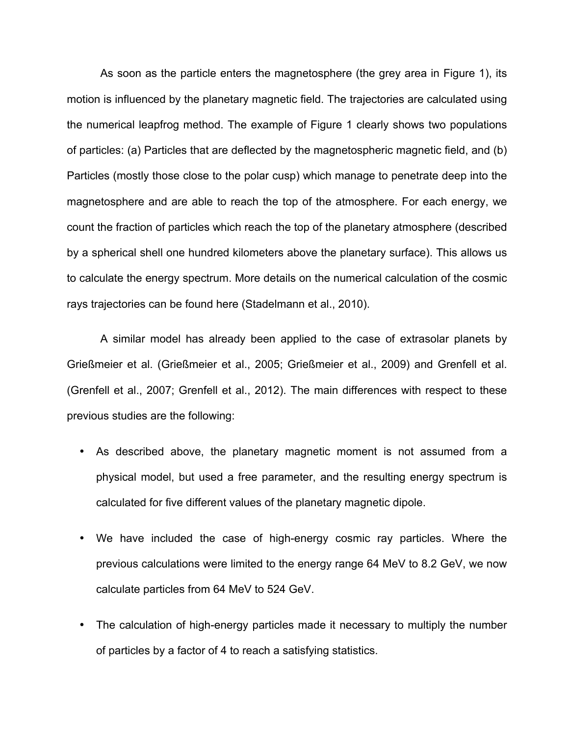As soon as the particle enters the magnetosphere (the grey area in Figure 1), its motion is influenced by the planetary magnetic field. The trajectories are calculated using the numerical leapfrog method. The example of Figure 1 clearly shows two populations of particles: (a) Particles that are deflected by the magnetospheric magnetic field, and (b) Particles (mostly those close to the polar cusp) which manage to penetrate deep into the magnetosphere and are able to reach the top of the atmosphere. For each energy, we count the fraction of particles which reach the top of the planetary atmosphere (described by a spherical shell one hundred kilometers above the planetary surface). This allows us to calculate the energy spectrum. More details on the numerical calculation of the cosmic rays trajectories can be found here (Stadelmann et al., 2010).

A similar model has already been applied to the case of extrasolar planets by Grießmeier et al. (Grießmeier et al., 2005; Grießmeier et al., 2009) and Grenfell et al. (Grenfell et al., 2007; Grenfell et al., 2012). The main differences with respect to these previous studies are the following:

- As described above, the planetary magnetic moment is not assumed from a physical model, but used a free parameter, and the resulting energy spectrum is calculated for five different values of the planetary magnetic dipole.
- We have included the case of high-energy cosmic ray particles. Where the previous calculations were limited to the energy range 64 MeV to 8.2 GeV, we now calculate particles from 64 MeV to 524 GeV.
- The calculation of high-energy particles made it necessary to multiply the number of particles by a factor of 4 to reach a satisfying statistics.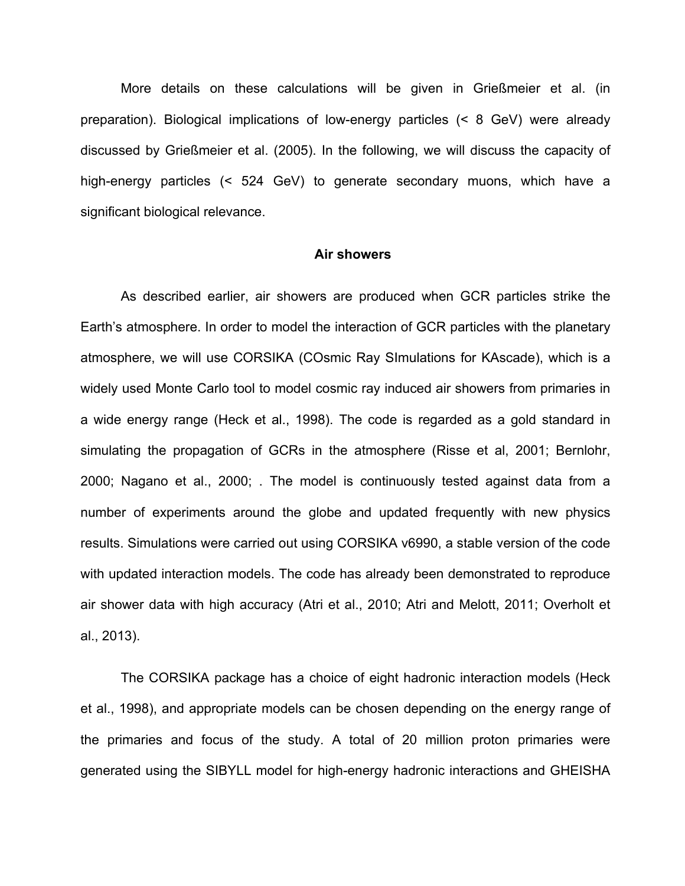More details on these calculations will be given in Grießmeier et al. (in preparation). Biological implications of low-energy particles (< 8 GeV) were already discussed by Grießmeier et al. (2005). In the following, we will discuss the capacity of high-energy particles (< 524 GeV) to generate secondary muons, which have a significant biological relevance.

**Air showers**

As described earlier, air showers are produced when GCR particles strike the Earth's atmosphere. In order to model the interaction of GCR particles with the planetary atmosphere, we will use CORSIKA (COsmic Ray SImulations for KAscade), which is a widely used Monte Carlo tool to model cosmic ray induced air showers from primaries in a wide energy range (Heck et al., 1998). The code is regarded as a gold standard in simulating the propagation of GCRs in the atmosphere (Risse et al, 2001; Bernlohr, 2000; Nagano et al., 2000; . The model is continuously tested against data from a number of experiments around the globe and updated frequently with new physics results. Simulations were carried out using CORSIKA v6990, a stable version of the code with updated interaction models. The code has already been demonstrated to reproduce air shower data with high accuracy (Atri et al., 2010; Atri and Melott, 2011; Overholt et al., 2013).

The CORSIKA package has a choice of eight hadronic interaction models (Heck et al., 1998), and appropriate models can be chosen depending on the energy range of the primaries and focus of the study. A total of 20 million proton primaries were generated using the SIBYLL model for high-energy hadronic interactions and GHEISHA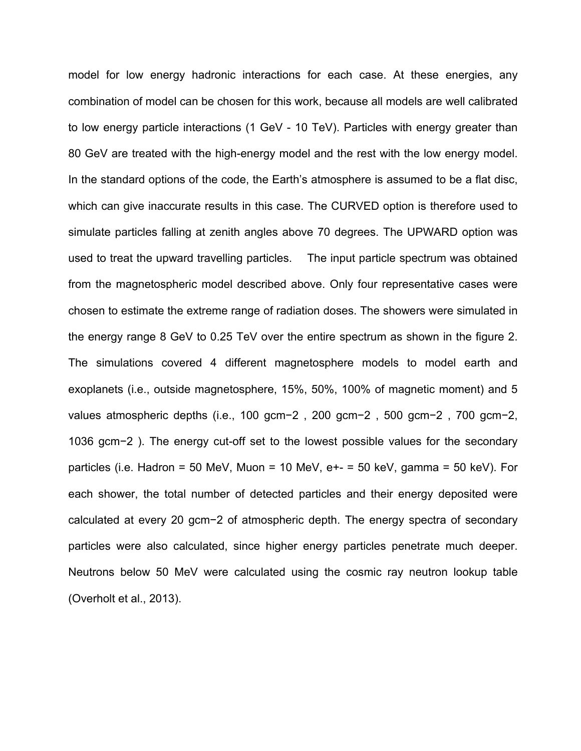model for low energy hadronic interactions for each case. At these energies, any combination of model can be chosen for this work, because all models are well calibrated to low energy particle interactions (1 GeV - 10 TeV). Particles with energy greater than 80 GeV are treated with the high-energy model and the rest with the low energy model. In the standard options of the code, the Earth's atmosphere is assumed to be a flat disc, which can give inaccurate results in this case. The CURVED option is therefore used to simulate particles falling at zenith angles above 70 degrees. The UPWARD option was used to treat the upward travelling particles. The input particle spectrum was obtained from the magnetospheric model described above. Only four representative cases were chosen to estimate the extreme range of radiation doses. The showers were simulated in the energy range 8 GeV to 0.25 TeV over the entire spectrum as shown in the figure 2. The simulations covered 4 different magnetosphere models to model earth and exoplanets (i.e., outside magnetosphere, 15%, 50%, 100% of magnetic moment) and 5 values atmospheric depths (i.e., 100 $gcm^{-2}$ , 200 $gcm^{-2}$ , 500 $gcm^{-2}$ , 700 $gcm^{-2}$, 1036 $gcm^{-2}$ ). The energy cut-off set to the lowest possible values for the secondary particles (i.e. Hadron = 50 MeV, Muon = 10 MeV, e+- = 50 keV, gamma = 50 keV). For each shower, the total number of detected particles and their energy deposited were calculated at every 20 $gcm^{-2}$ of atmospheric depth. The energy spectra of secondary particles were also calculated, since higher energy particles penetrate much deeper. Neutrons below 50 MeV were calculated using the cosmic ray neutron lookup table (Overholt et al., 2013).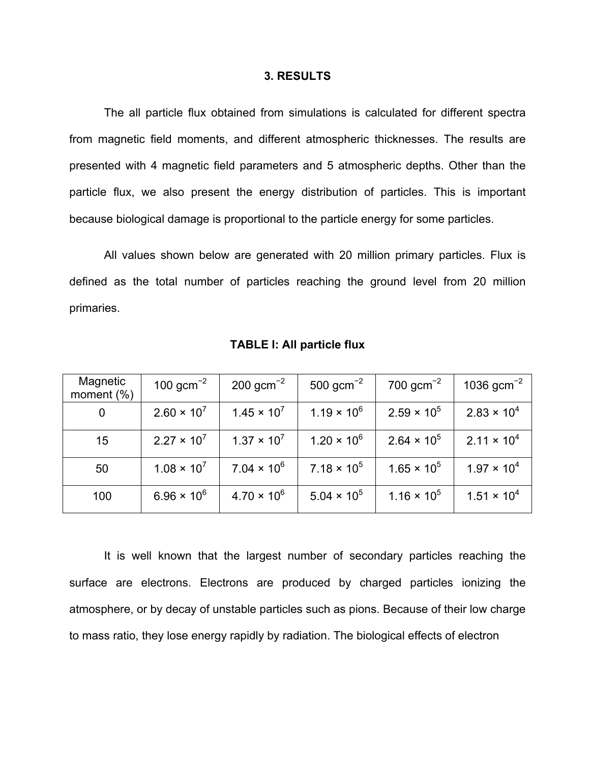## 3. RESULTS

The all particle flux obtained from simulations is calculated for different spectra from magnetic field moments, and different atmospheric thicknesses. The results are presented with 4 magnetic field parameters and 5 atmospheric depths. Other than the particle flux, we also present the energy distribution of particles. This is important because biological damage is proportional to the particle energy for some particles.

All values shown below are generated with 20 million primary particles. Flux is defined as the total number of particles reaching the ground level from 20 million primaries.

**TABLE I: All particle flux**

| Magnetic moment (%) | 100 $gcm^{-2}$ | 200 $gcm^{-2}$ | 500 $gcm^{-2}$ | 700 $gcm^{-2}$ | 1036 $gcm^{-2}$ |
|---|---|---|---|---|---|
| 0 | $2.60 \times 10^7$ | $1.45 \times 10^7$ | $1.19 \times 10^6$ | $2.59 \times 10^5$ | $2.83 \times 10^4$ |
| 15 | $2.27 \times 10^7$ | $1.37 \times 10^7$ | $1.20 \times 10^6$ | $2.64 \times 10^5$ | $2.11 \times 10^4$ |
| 50 | $1.08 \times 10^7$ | $7.04 \times 10^6$ | $7.18 \times 10^5$ | $1.65 \times 10^5$ | $1.97 \times 10^4$ |
| 100 | $6.96 \times 10^6$ | $4.70 \times 10^6$ | $5.04 \times 10^5$ | $1.16 \times 10^5$ | $1.51 \times 10^4$ |

It is well known that the largest number of secondary particles reaching the surface are electrons. Electrons are produced by charged particles ionizing the atmosphere, or by decay of unstable particles such as pions. Because of their low charge to mass ratio, they lose energy rapidly by radiation. The biological effects of electron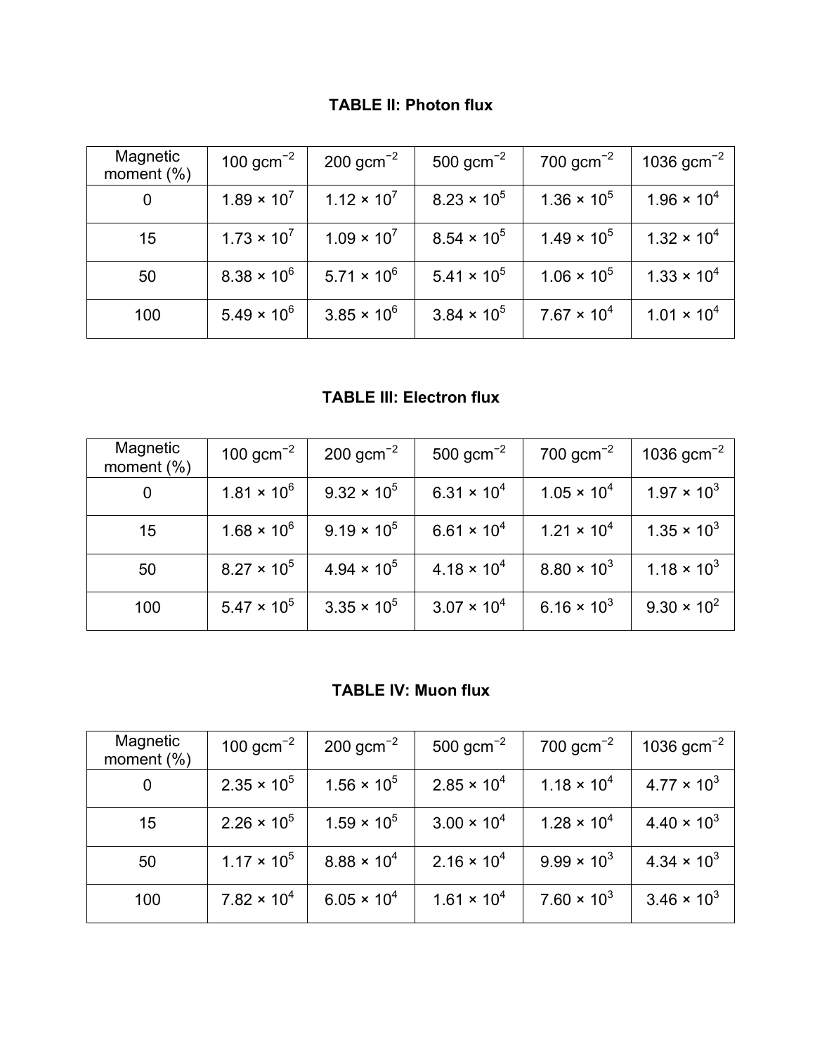**TABLE II: Photon flux**

| Magnetic moment (%) | 100 $gcm^{-2}$ | 200 $gcm^{-2}$ | 500 $gcm^{-2}$ | 700 $gcm^{-2}$ | 1036 $gcm^{-2}$ |
|---|---|---|---|---|---|
| 0 | $1.89 \times 10^{7}$ | $1.12 \times 10^{7}$ | $8.23 \times 10^{5}$ | $1.36 \times 10^{5}$ | $1.96 \times 10^{4}$ |
| 15 | $1.73 \times 10^{7}$ | $1.09 \times 10^{7}$ | $8.54 \times 10^{5}$ | $1.49 \times 10^{5}$ | $1.32 \times 10^{4}$ |
| 50 | $8.38 \times 10^{6}$ | $5.71 \times 10^{6}$ | $5.41 \times 10^{5}$ | $1.06 \times 10^{5}$ | $1.33 \times 10^{4}$ |
| 100 | $5.49 \times 10^{6}$ | $3.85 \times 10^{6}$ | $3.84 \times 10^{5}$ | $7.67 \times 10^{4}$ | $1.01 \times 10^{4}$ |

**TABLE III: Electron flux**

| Magnetic moment (%) | 100 $gcm^{-2}$ | 200 $gcm^{-2}$ | 500 $gcm^{-2}$ | 700 $gcm^{-2}$ | 1036 $gcm^{-2}$ |
|---|---|---|---|---|---|
| 0 | $1.81 \times 10^{6}$ | $9.32 \times 10^{5}$ | $6.31 \times 10^{4}$ | $1.05 \times 10^{4}$ | $1.97 \times 10^{3}$ |
| 15 | $1.68 \times 10^{6}$ | $9.19 \times 10^{5}$ | $6.61 \times 10^{4}$ | $1.21 \times 10^{4}$ | $1.35 \times 10^{3}$ |
| 50 | $8.27 \times 10^{5}$ | $4.94 \times 10^{5}$ | $4.18 \times 10^{4}$ | $8.80 \times 10^{3}$ | $1.18 \times 10^{3}$ |
| 100 | $5.47 \times 10^{5}$ | $3.35 \times 10^{5}$ | $3.07 \times 10^{4}$ | $6.16 \times 10^{3}$ | $9.30 \times 10^{2}$ |

**TABLE IV: Muon flux**

| Magnetic moment (%) | 100 $gcm^{-2}$ | 200 $gcm^{-2}$ | 500 $gcm^{-2}$ | 700 $gcm^{-2}$ | 1036 $gcm^{-2}$ |
|---|---|---|---|---|---|
| 0 | $2.35 \times 10^{5}$ | $1.56 \times 10^{5}$ | $2.85 \times 10^{4}$ | $1.18 \times 10^{4}$ | $4.77 \times 10^{3}$ |
| 15 | $2.26 \times 10^{5}$ | $1.59 \times 10^{5}$ | $3.00 \times 10^{4}$ | $1.28 \times 10^{4}$ | $4.40 \times 10^{3}$ |
| 50 | $1.17 \times 10^{5}$ | $8.88 \times 10^{4}$ | $2.16 \times 10^{4}$ | $9.99 \times 10^{3}$ | $4.34 \times 10^{3}$ |
| 100 | $7.82 \times 10^{4}$ | $6.05 \times 10^{4}$ | $1.61 \times 10^{4}$ | $7.60 \times 10^{3}$ | $3.46 \times 10^{3}$ |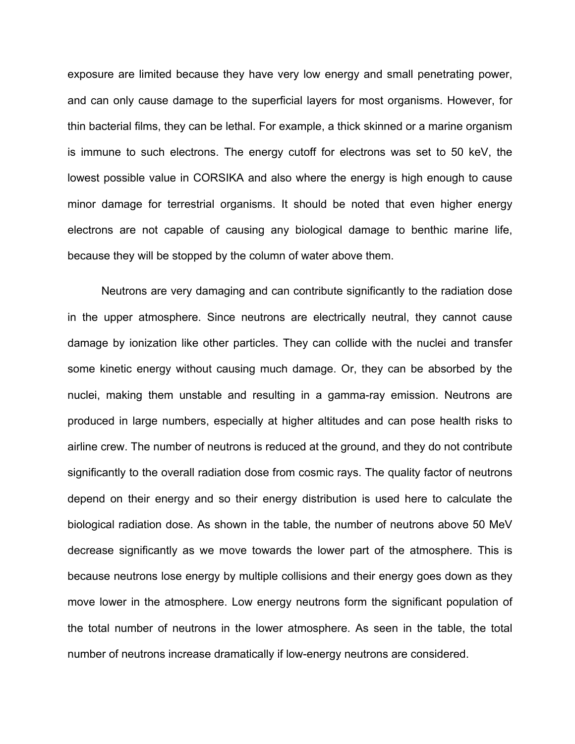exposure are limited because they have very low energy and small penetrating power, and can only cause damage to the superficial layers for most organisms. However, for thin bacterial films, they can be lethal. For example, a thick skinned or a marine organism is immune to such electrons. The energy cutoff for electrons was set to 50 keV, the lowest possible value in CORSIKA and also where the energy is high enough to cause minor damage for terrestrial organisms. It should be noted that even higher energy electrons are not capable of causing any biological damage to benthic marine life, because they will be stopped by the column of water above them.

Neutrons are very damaging and can contribute significantly to the radiation dose in the upper atmosphere. Since neutrons are electrically neutral, they cannot cause damage by ionization like other particles. They can collide with the nuclei and transfer some kinetic energy without causing much damage. Or, they can be absorbed by the nuclei, making them unstable and resulting in a gamma-ray emission. Neutrons are produced in large numbers, especially at higher altitudes and can pose health risks to airline crew. The number of neutrons is reduced at the ground, and they do not contribute significantly to the overall radiation dose from cosmic rays. The quality factor of neutrons depend on their energy and so their energy distribution is used here to calculate the biological radiation dose. As shown in the table, the number of neutrons above 50 MeV decrease significantly as we move towards the lower part of the atmosphere. This is because neutrons lose energy by multiple collisions and their energy goes down as they move lower in the atmosphere. Low energy neutrons form the significant population of the total number of neutrons in the lower atmosphere. As seen in the table, the total number of neutrons increase dramatically if low-energy neutrons are considered.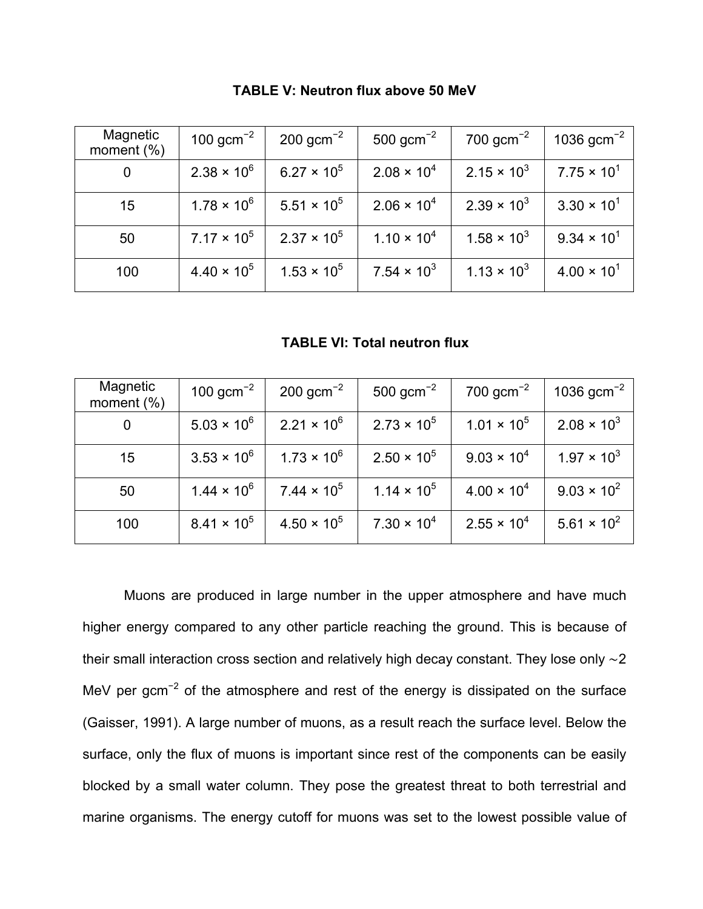**TABLE V: Neutron flux above 50 MeV**

| Magnetic moment (%) | 100 $gcm^{-2}$ | 200 $gcm^{-2}$ | 500 $gcm^{-2}$ | 700 $gcm^{-2}$ | 1036 $gcm^{-2}$ |
|---|---|---|---|---|---|
| 0 | $2.38 \times 10^6$ | $6.27 \times 10^5$ | $2.08 \times 10^4$ | $2.15 \times 10^3$ | $7.75 \times 10^1$ |
| 15 | $1.78 \times 10^6$ | $5.51 \times 10^5$ | $2.06 \times 10^4$ | $2.39 \times 10^3$ | $3.30 \times 10^1$ |
| 50 | $7.17 \times 10^5$ | $2.37 \times 10^5$ | $1.10 \times 10^4$ | $1.58 \times 10^3$ | $9.34 \times 10^1$ |
| 100 | $4.40 \times 10^5$ | $1.53 \times 10^5$ | $7.54 \times 10^3$ | $1.13 \times 10^3$ | $4.00 \times 10^1$ |

**TABLE VI: Total neutron flux**

| Magnetic moment (%) | 100 $gcm^{-2}$ | 200 $gcm^{-2}$ | 500 $gcm^{-2}$ | 700 $gcm^{-2}$ | 1036 $gcm^{-2}$ |
|---|---|---|---|---|---|
| 0 | $5.03 \times 10^6$ | $2.21 \times 10^6$ | $2.73 \times 10^5$ | $1.01 \times 10^5$ | $2.08 \times 10^3$ |
| 15 | $3.53 \times 10^6$ | $1.73 \times 10^6$ | $2.50 \times 10^5$ | $9.03 \times 10^4$ | $1.97 \times 10^3$ |
| 50 | $1.44 \times 10^6$ | $7.44 \times 10^5$ | $1.14 \times 10^5$ | $4.00 \times 10^4$ | $9.03 \times 10^2$ |
| 100 | $8.41 \times 10^5$ | $4.50 \times 10^5$ | $7.30 \times 10^4$ | $2.55 \times 10^4$ | $5.61 \times 10^2$ |

Muons are produced in large number in the upper atmosphere and have much higher energy compared to any other particle reaching the ground. This is because of their small interaction cross section and relatively high decay constant. They lose only ∼2 MeV per $gcm^{-2}$ of the atmosphere and rest of the energy is dissipated on the surface (Gaisser, 1991). A large number of muons, as a result reach the surface level. Below the surface, only the flux of muons is important since rest of the components can be easily blocked by a small water column. They pose the greatest threat to both terrestrial and marine organisms. The energy cutoff for muons was set to the lowest possible value of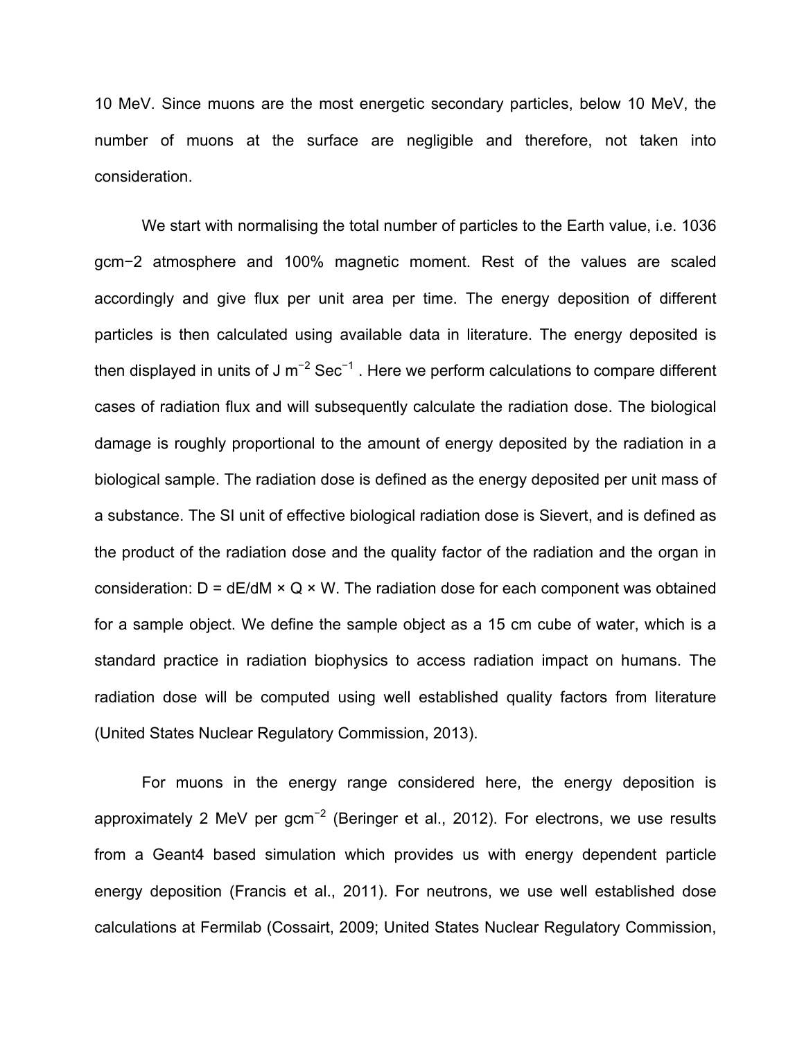10 MeV. Since muons are the most energetic secondary particles, below 10 MeV, the number of muons at the surface are negligible and therefore, not taken into consideration.

We start with normalising the total number of particles to the Earth value, i.e. 1036 $gcm^{-2}$ atmosphere and 100% magnetic moment. Rest of the values are scaled accordingly and give flux per unit area per time. The energy deposition of different particles is then calculated using available data in literature. The energy deposited is then displayed in units of J $m^{-2}$ $Sec^{-1}$ . Here we perform calculations to compare different cases of radiation flux and will subsequently calculate the radiation dose. The biological damage is roughly proportional to the amount of energy deposited by the radiation in a biological sample. The radiation dose is defined as the energy deposited per unit mass of a substance. The SI unit of effective biological radiation dose is Sievert, and is defined as the product of the radiation dose and the quality factor of the radiation and the organ in consideration: $D = dE/dM \times Q \times W$. The radiation dose for each component was obtained for a sample object. We define the sample object as a 15 cm cube of water, which is a standard practice in radiation biophysics to access radiation impact on humans. The radiation dose will be computed using well established quality factors from literature (United States Nuclear Regulatory Commission, 2013).

For muons in the energy range considered here, the energy deposition is approximately 2 MeV per $gcm^{-2}$ (Beringer et al., 2012). For electrons, we use results from a Geant4 based simulation which provides us with energy dependent particle energy deposition (Francis et al., 2011). For neutrons, we use well established dose calculations at Fermilab (Cossairt, 2009; United States Nuclear Regulatory Commission,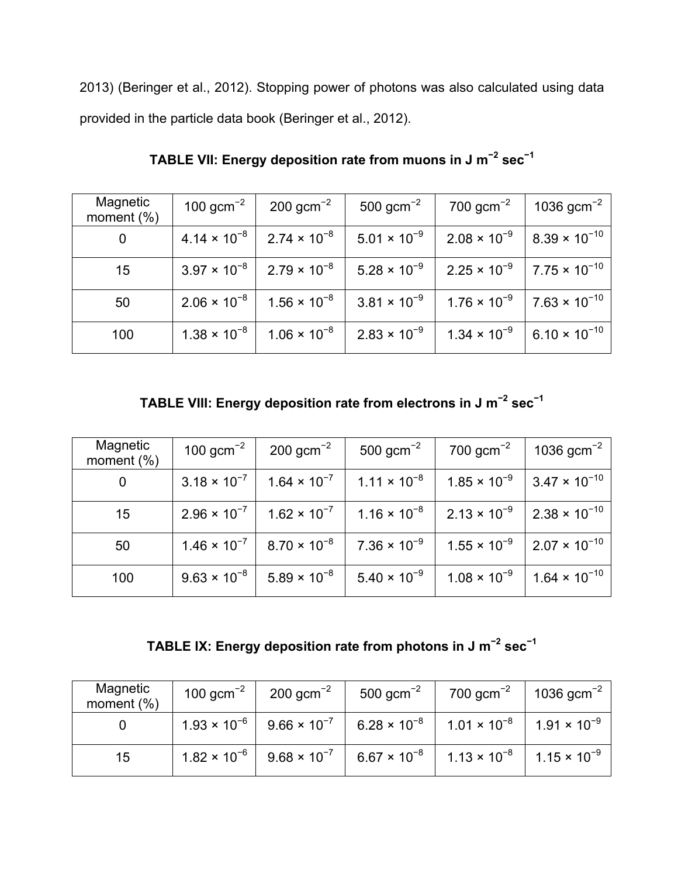2013) (Beringer et al., 2012). Stopping power of photons was also calculated using data provided in the particle data book (Beringer et al., 2012).

**TABLE VII: Energy deposition rate from muons in J $m^{-2}$ $sec^{-1}$**

| Magnetic moment (%) | 100 $gcm^{-2}$ | 200 $gcm^{-2}$ | 500 $gcm^{-2}$ | 700 $gcm^{-2}$ | 1036 $gcm^{-2}$ |
|---|---|---|---|---|---|
| 0 | $4.14 \times 10^{-8}$ | $2.74 \times 10^{-8}$ | $5.01 \times 10^{-9}$ | $2.08 \times 10^{-9}$ | $8.39 \times 10^{-10}$ |
| 15 | $3.97 \times 10^{-8}$ | $2.79 \times 10^{-8}$ | $5.28 \times 10^{-9}$ | $2.25 \times 10^{-9}$ | $7.75 \times 10^{-10}$ |
| 50 | $2.06 \times 10^{-8}$ | $1.56 \times 10^{-8}$ | $3.81 \times 10^{-9}$ | $1.76 \times 10^{-9}$ | $7.63 \times 10^{-10}$ |
| 100 | $1.38 \times 10^{-8}$ | $1.06 \times 10^{-8}$ | $2.83 \times 10^{-9}$ | $1.34 \times 10^{-9}$ | $6.10 \times 10^{-10}$ |

**TABLE VIII: Energy deposition rate from electrons in J $m^{-2}$ $sec^{-1}$**

| Magnetic moment (%) | 100 $gcm^{-2}$ | 200 $gcm^{-2}$ | 500 $gcm^{-2}$ | 700 $gcm^{-2}$ | 1036 $gcm^{-2}$ |
|---|---|---|---|---|---|
| 0 | $3.18 \times 10^{-7}$ | $1.64 \times 10^{-7}$ | $1.11 \times 10^{-8}$ | $1.85 \times 10^{-9}$ | $3.47 \times 10^{-10}$ |
| 15 | $2.96 \times 10^{-7}$ | $1.62 \times 10^{-7}$ | $1.16 \times 10^{-8}$ | $2.13 \times 10^{-9}$ | $2.38 \times 10^{-10}$ |
| 50 | $1.46 \times 10^{-7}$ | $8.70 \times 10^{-8}$ | $7.36 \times 10^{-9}$ | $1.55 \times 10^{-9}$ | $2.07 \times 10^{-10}$ |
| 100 | $9.63 \times 10^{-8}$ | $5.89 \times 10^{-8}$ | $5.40 \times 10^{-9}$ | $1.08 \times 10^{-9}$ | $1.64 \times 10^{-10}$ |

**TABLE IX: Energy deposition rate from photons in J $m^{-2}$ $sec^{-1}$**

| Magnetic moment (%) | 100 $gcm^{-2}$ | 200 $gcm^{-2}$ | 500 $gcm^{-2}$ | 700 $gcm^{-2}$ | 1036 $gcm^{-2}$ |
|---|---|---|---|---|---|
| 0 | $1.93 \times 10^{-6}$ | $9.66 \times 10^{-7}$ | $6.28 \times 10^{-8}$ | $1.01 \times 10^{-8}$ | $1.91 \times 10^{-9}$ |
| 15 | $1.82 \times 10^{-6}$ | $9.68 \times 10^{-7}$ | $6.67 \times 10^{-8}$ | $1.13 \times 10^{-8}$ | $1.15 \times 10^{-9}$ |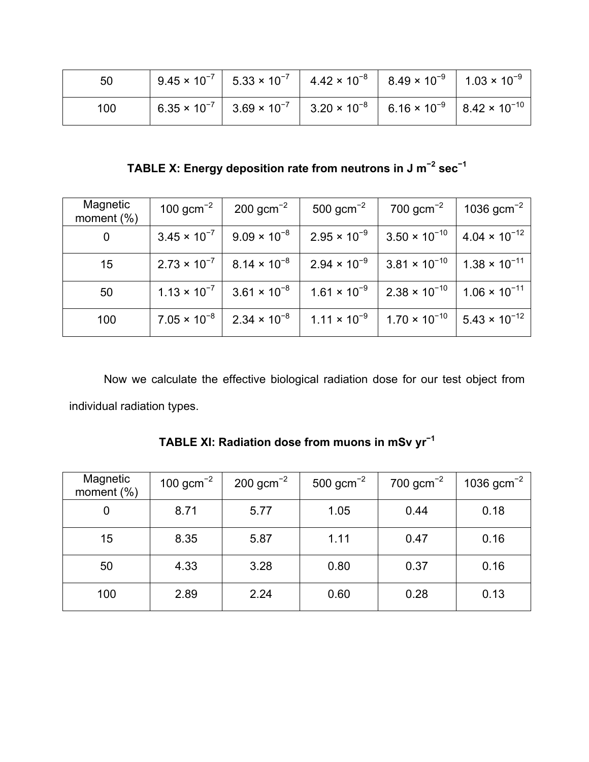| | | | | | |
|---|---|---|---|---|---|
| 50 | $9.45 \times 10^{-7}$ | $5.33 \times 10^{-7}$ | $4.42 \times 10^{-8}$ | $8.49 \times 10^{-9}$ | $1.03 \times 10^{-9}$ |
| 100 | $6.35 \times 10^{-7}$ | $3.69 \times 10^{-7}$ | $3.20 \times 10^{-8}$ | $6.16 \times 10^{-9}$ | $8.42 \times 10^{-10}$ |

**TABLE X: Energy deposition rate from neutrons in J m$^{-2}$ sec$^{-1}$**

| Magnetic moment (%) | 100 gcm$^{-2}$ | 200 gcm$^{-2}$ | 500 gcm$^{-2}$ | 700 gcm$^{-2}$ | 1036 gcm$^{-2}$ |
|---|---|---|---|---|---|
| 0 | $3.45 \times 10^{-7}$ | $9.09 \times 10^{-8}$ | $2.95 \times 10^{-9}$ | $3.50 \times 10^{-10}$ | $4.04 \times 10^{-12}$ |
| 15 | $2.73 \times 10^{-7}$ | $8.14 \times 10^{-8}$ | $2.94 \times 10^{-9}$ | $3.81 \times 10^{-10}$ | $1.38 \times 10^{-11}$ |
| 50 | $1.13 \times 10^{-7}$ | $3.61 \times 10^{-8}$ | $1.61 \times 10^{-9}$ | $2.38 \times 10^{-10}$ | $1.06 \times 10^{-11}$ |
| 100 | $7.05 \times 10^{-8}$ | $2.34 \times 10^{-8}$ | $1.11 \times 10^{-9}$ | $1.70 \times 10^{-10}$ | $5.43 \times 10^{-12}$ |

Now we calculate the effective biological radiation dose for our test object from individual radiation types.

**TABLE XI: Radiation dose from muons in mSv yr$^{-1}$**

| Magnetic moment (%) | 100 gcm$^{-2}$ | 200 gcm$^{-2}$ | 500 gcm$^{-2}$ | 700 gcm$^{-2}$ | 1036 gcm$^{-2}$ |
|---|---|---|---|---|---|
| 0 | 8.71 | 5.77 | 1.05 | 0.44 | 0.18 |
| 15 | 8.35 | 5.87 | 1.11 | 0.47 | 0.16 |
| 50 | 4.33 | 3.28 | 0.80 | 0.37 | 0.16 |
| 100 | 2.89 | 2.24 | 0.60 | 0.28 | 0.13 |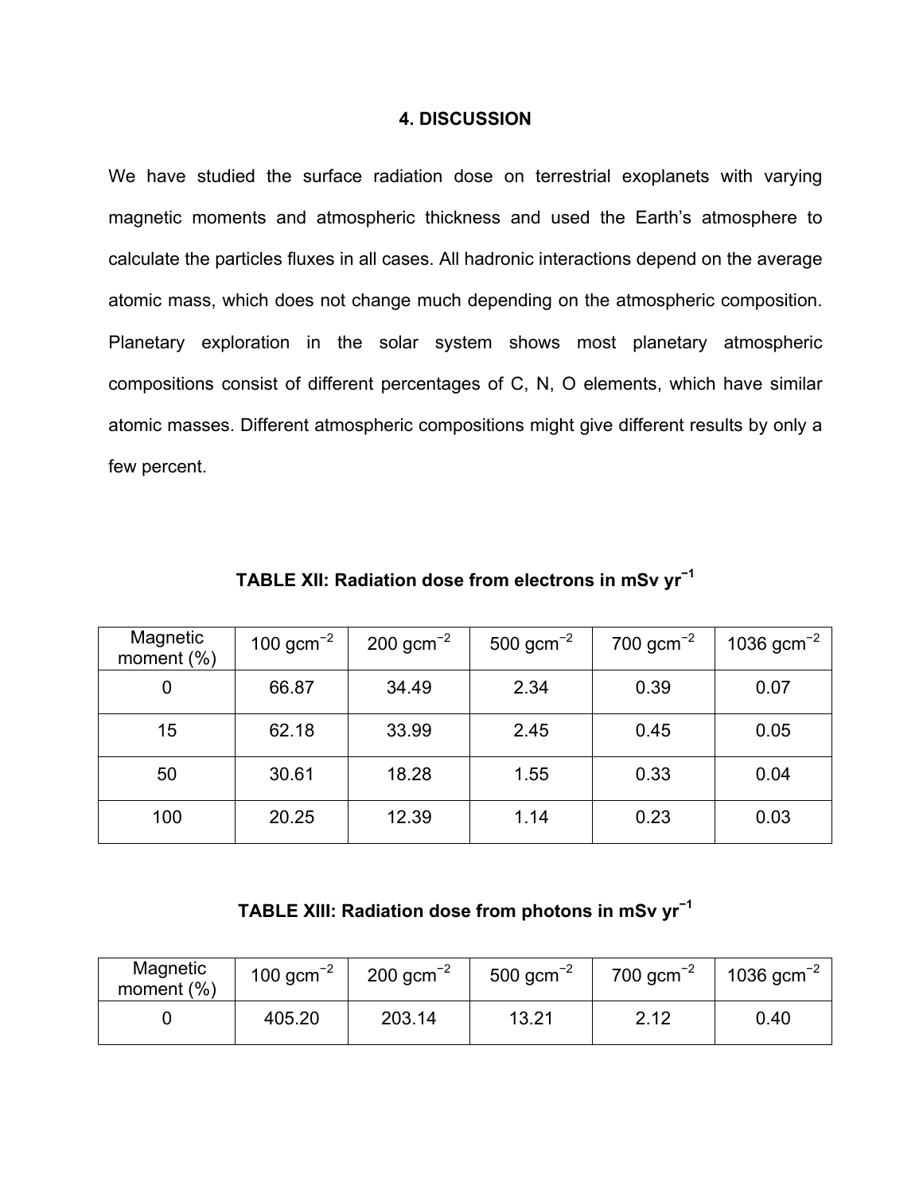## 4. DISCUSSION

We have studied the surface radiation dose on terrestrial exoplanets with varying magnetic moments and atmospheric thickness and used the Earth's atmosphere to calculate the particles fluxes in all cases. All hadronic interactions depend on the average atomic mass, which does not change much depending on the atmospheric composition. Planetary exploration in the solar system shows most planetary atmospheric compositions consist of different percentages of C, N, O elements, which have similar atomic masses. Different atmospheric compositions might give different results by only a few percent.

**TABLE XII: Radiation dose from electrons in mSv yr$^{-1}$**

| Magnetic moment (%) | 100 gcm$^{-2}$ | 200 gcm$^{-2}$ | 500 gcm$^{-2}$ | 700 gcm$^{-2}$ | 1036 gcm$^{-2}$ |
|---|---|---|---|---|---|
| 0 | 66.87 | 34.49 | 2.34 | 0.39 | 0.07 |
| 15 | 62.18 | 33.99 | 2.45 | 0.45 | 0.05 |
| 50 | 30.61 | 18.28 | 1.55 | 0.33 | 0.04 |
| 100 | 20.25 | 12.39 | 1.14 | 0.23 | 0.03 |

**TABLE XIII: Radiation dose from photons in mSv yr$^{-1}$**

| Magnetic moment (%) | 100 gcm$^{-2}$ | 200 gcm$^{-2}$ | 500 gcm$^{-2}$ | 700 gcm$^{-2}$ | 1036 gcm$^{-2}$ |
|---|---|---|---|---|---|
| 0 | 405.20 | 203.14 | 13.21 | 2.12 | 0.40 |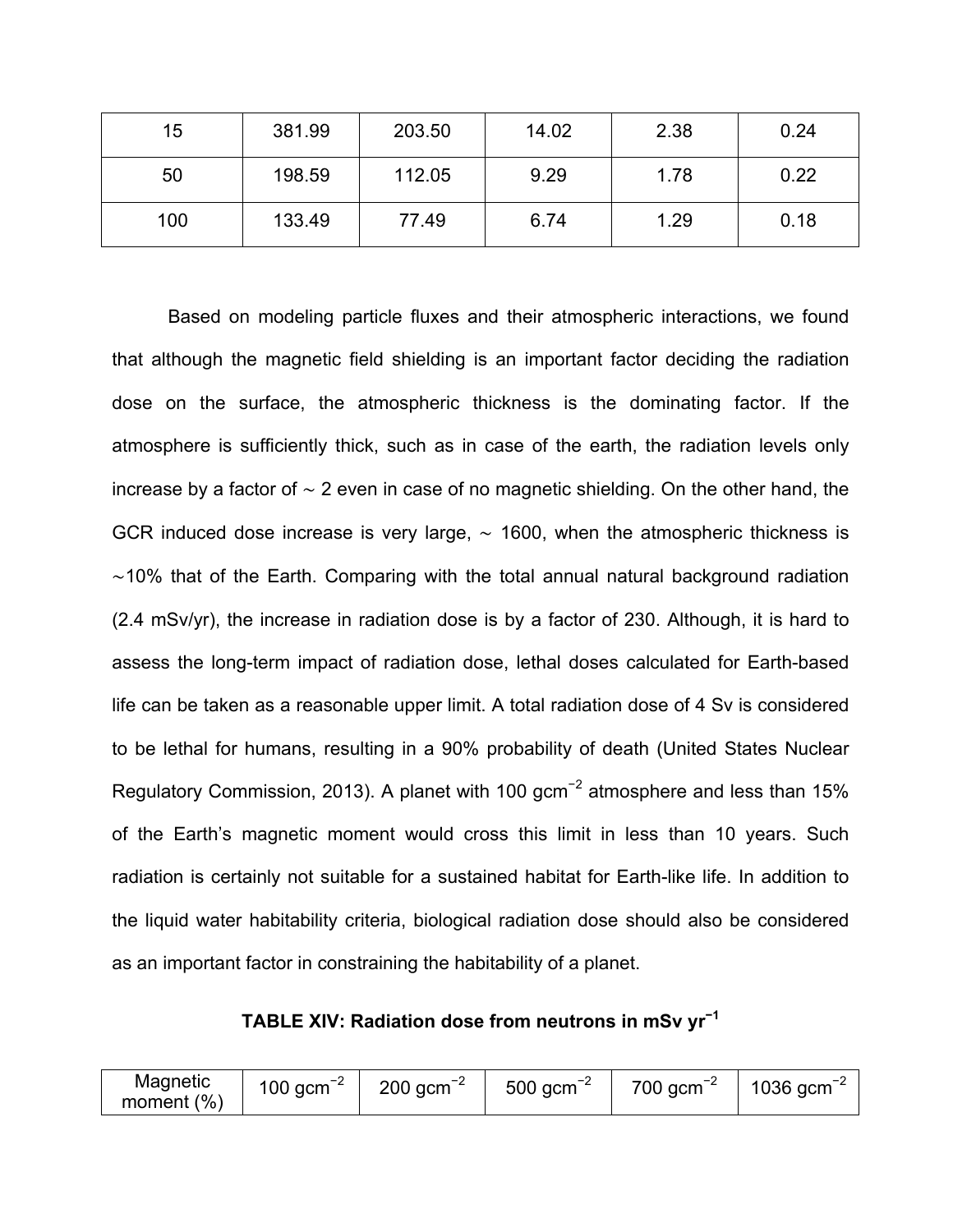| | | | | | |
|---|---|---|---|---|---|
| 15 | 381.99 | 203.50 | 14.02 | 2.38 | 0.24 |
| 50 | 198.59 | 112.05 | 9.29 | 1.78 | 0.22 |
| 100 | 133.49 | 77.49 | 6.74 | 1.29 | 0.18 |

Based on modeling particle fluxes and their atmospheric interactions, we found that although the magnetic field shielding is an important factor deciding the radiation dose on the surface, the atmospheric thickness is the dominating factor. If the atmosphere is sufficiently thick, such as in case of the earth, the radiation levels only increase by a factor of $\sim 2$ even in case of no magnetic shielding. On the other hand, the GCR induced dose increase is very large, $\sim 1600$, when the atmospheric thickness is $\sim$10% that of the Earth. Comparing with the total annual natural background radiation (2.4 mSv/yr), the increase in radiation dose is by a factor of 230. Although, it is hard to assess the long-term impact of radiation dose, lethal doses calculated for Earth-based life can be taken as a reasonable upper limit. A total radiation dose of 4 Sv is considered to be lethal for humans, resulting in a 90% probability of death (United States Nuclear Regulatory Commission, 2013). A planet with 100 $\mathrm{gcm^{-2}}$ atmosphere and less than 15% of the Earth's magnetic moment would cross this limit in less than 10 years. Such radiation is certainly not suitable for a sustained habitat for Earth-like life. In addition to the liquid water habitability criteria, biological radiation dose should also be considered as an important factor in constraining the habitability of a planet.

**TABLE XIV: Radiation dose from neutrons in mSv $\mathrm{yr^{-1}}$**

| Magnetic moment (%) | 100 $\mathrm{gcm^{-2}}$ | 200 $\mathrm{gcm^{-2}}$ | 500 $\mathrm{gcm^{-2}}$ | 700 $\mathrm{gcm^{-2}}$ | 1036 $\mathrm{gcm^{-2}}$ |
|---|---|---|---|---|---|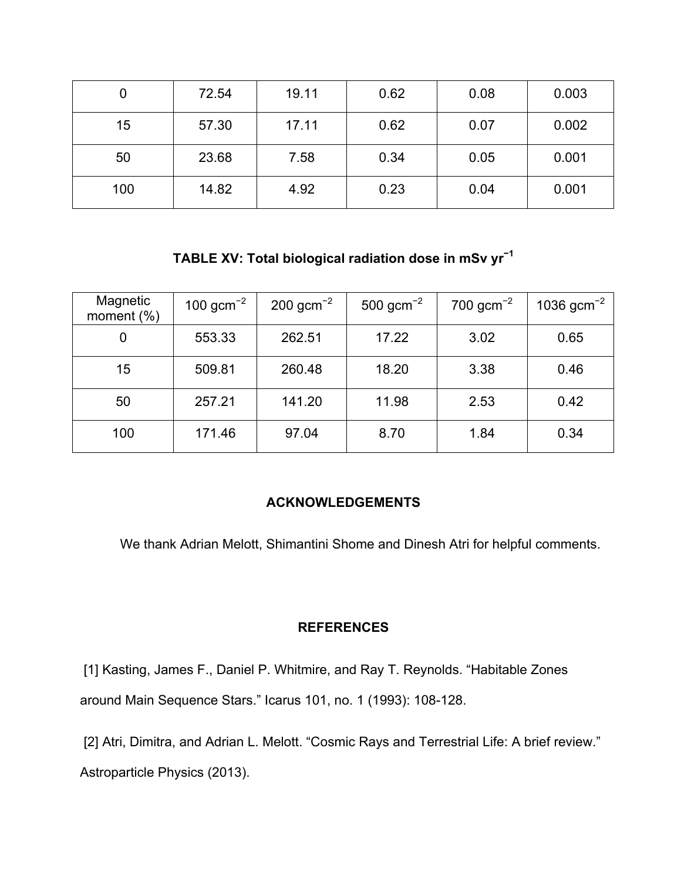| 0 | 72.54 | 19.11 | 0.62 | 0.08 | 0.003 |
|---|---|---|---|---|---|
| 15 | 57.30 | 17.11 | 0.62 | 0.07 | 0.002 |
| 50 | 23.68 | 7.58 | 0.34 | 0.05 | 0.001 |
| 100 | 14.82 | 4.92 | 0.23 | 0.04 | 0.001 |

**TABLE XV: Total biological radiation dose in mSv $yr^{-1}$**

| Magnetic moment (%) | 100 $gcm^{-2}$ | 200 $gcm^{-2}$ | 500 $gcm^{-2}$ | 700 $gcm^{-2}$ | 1036 $gcm^{-2}$ |
|---|---|---|---|---|---|
| 0 | 553.33 | 262.51 | 17.22 | 3.02 | 0.65 |
| 15 | 509.81 | 260.48 | 18.20 | 3.38 | 0.46 |
| 50 | 257.21 | 141.20 | 11.98 | 2.53 | 0.42 |
| 100 | 171.46 | 97.04 | 8.70 | 1.84 | 0.34 |

## ACKNOWLEDGEMENTS

We thank Adrian Melott, Shimantini Shome and Dinesh Atri for helpful comments.

## REFERENCES

[1] Kasting, James F., Daniel P. Whitmire, and Ray T. Reynolds. "Habitable Zones around Main Sequence Stars." Icarus 101, no. 1 (1993): 108-128.

[2] Atri, Dimitra, and Adrian L. Melott. "Cosmic Rays and Terrestrial Life: A brief review." Astroparticle Physics (2013).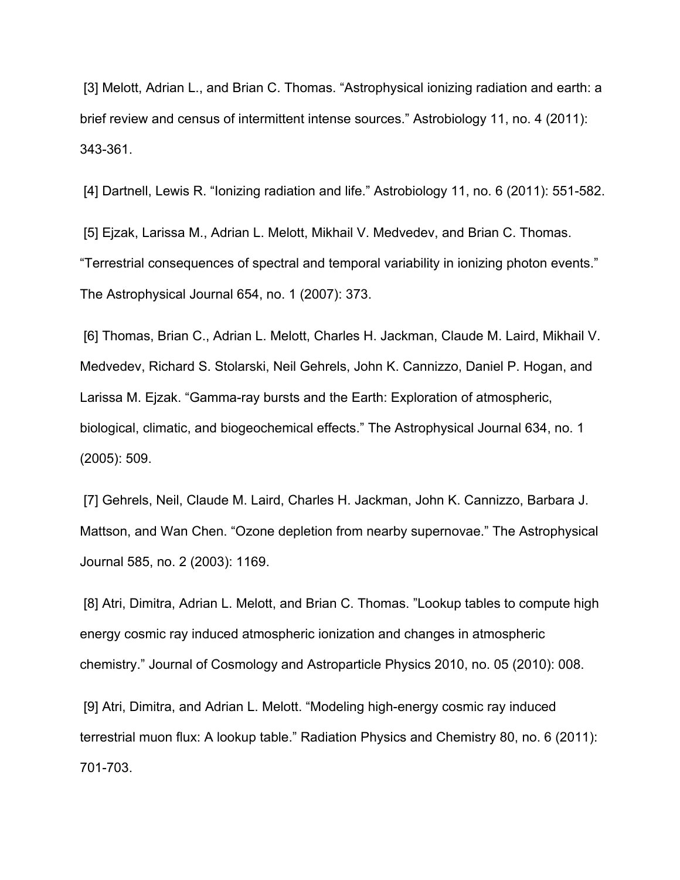[3] Melott, Adrian L., and Brian C. Thomas. “Astrophysical ionizing radiation and earth: a brief review and census of intermittent intense sources.” Astrobiology 11, no. 4 (2011): 343-361.

[4] Dartnell, Lewis R. “Ionizing radiation and life.” Astrobiology 11, no. 6 (2011): 551-582.

[5] Ejzak, Larissa M., Adrian L. Melott, Mikhail V. Medvedev, and Brian C. Thomas. “Terrestrial consequences of spectral and temporal variability in ionizing photon events.” The Astrophysical Journal 654, no. 1 (2007): 373.

[6] Thomas, Brian C., Adrian L. Melott, Charles H. Jackman, Claude M. Laird, Mikhail V. Medvedev, Richard S. Stolarski, Neil Gehrels, John K. Cannizzo, Daniel P. Hogan, and Larissa M. Ejzak. “Gamma-ray bursts and the Earth: Exploration of atmospheric, biological, climatic, and biogeochemical effects.” The Astrophysical Journal 634, no. 1 (2005): 509.

[7] Gehrels, Neil, Claude M. Laird, Charles H. Jackman, John K. Cannizzo, Barbara J. Mattson, and Wan Chen. “Ozone depletion from nearby supernovae.” The Astrophysical Journal 585, no. 2 (2003): 1169.

[8] Atri, Dimitra, Adrian L. Melott, and Brian C. Thomas. ”Lookup tables to compute high energy cosmic ray induced atmospheric ionization and changes in atmospheric chemistry.” Journal of Cosmology and Astroparticle Physics 2010, no. 05 (2010): 008.

[9] Atri, Dimitra, and Adrian L. Melott. “Modeling high-energy cosmic ray induced terrestrial muon flux: A lookup table.” Radiation Physics and Chemistry 80, no. 6 (2011): 701-703.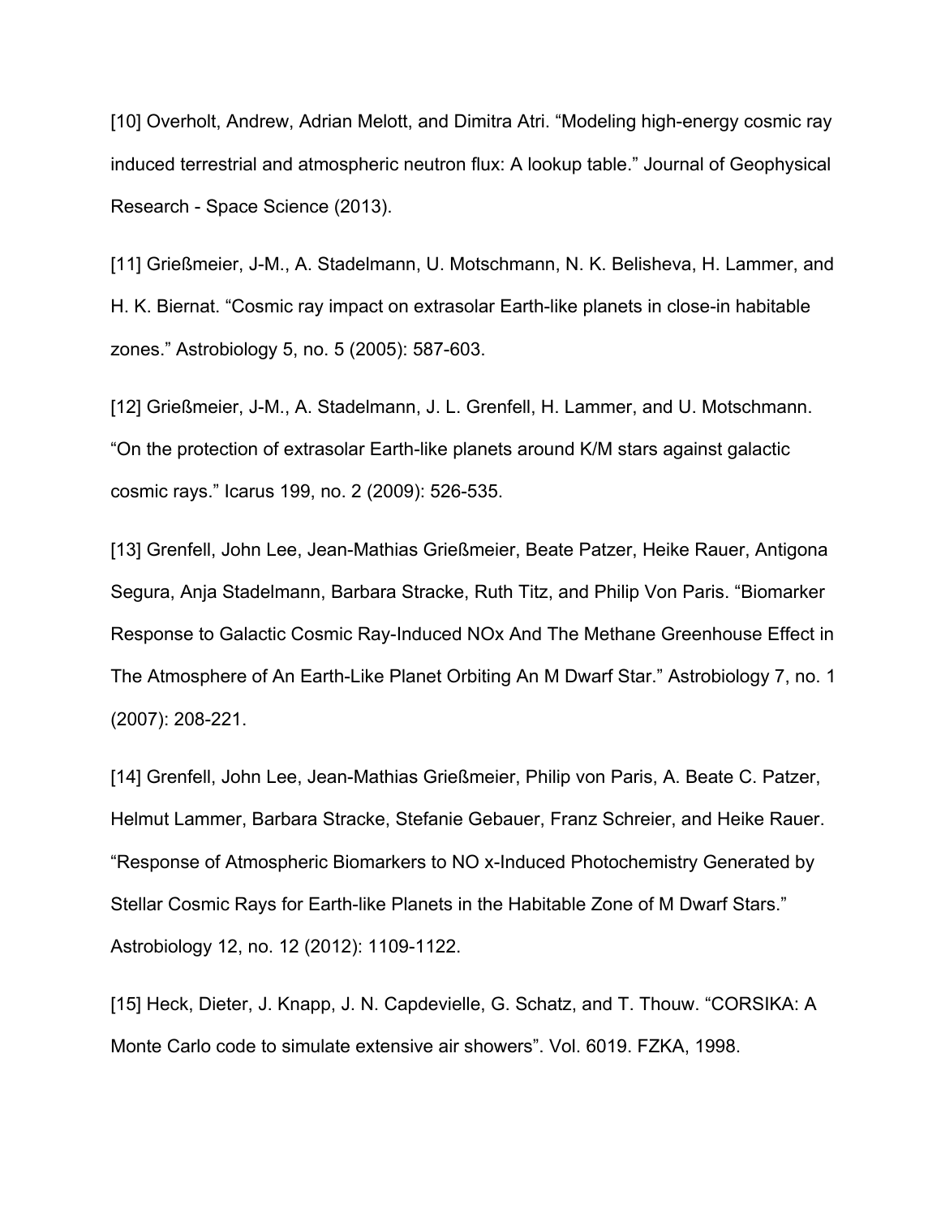[10] Overholt, Andrew, Adrian Melott, and Dimitra Atri. “Modeling high-energy cosmic ray induced terrestrial and atmospheric neutron flux: A lookup table.” Journal of Geophysical Research - Space Science (2013).

[11] Grießmeier, J-M., A. Stadelmann, U. Motschmann, N. K. Belisheva, H. Lammer, and H. K. Biernat. “Cosmic ray impact on extrasolar Earth-like planets in close-in habitable zones.” Astrobiology 5, no. 5 (2005): 587-603.

[12] Grießmeier, J-M., A. Stadelmann, J. L. Grenfell, H. Lammer, and U. Motschmann. “On the protection of extrasolar Earth-like planets around K/M stars against galactic cosmic rays.” Icarus 199, no. 2 (2009): 526-535.

[13] Grenfell, John Lee, Jean-Mathias Grießmeier, Beate Patzer, Heike Rauer, Antigona Segura, Anja Stadelmann, Barbara Stracke, Ruth Titz, and Philip Von Paris. “Biomarker Response to Galactic Cosmic Ray-Induced NOx And The Methane Greenhouse Effect in The Atmosphere of An Earth-Like Planet Orbiting An M Dwarf Star.” Astrobiology 7, no. 1 (2007): 208-221.

[14] Grenfell, John Lee, Jean-Mathias Grießmeier, Philip von Paris, A. Beate C. Patzer, Helmut Lammer, Barbara Stracke, Stefanie Gebauer, Franz Schreier, and Heike Rauer. “Response of Atmospheric Biomarkers to NO x-Induced Photochemistry Generated by Stellar Cosmic Rays for Earth-like Planets in the Habitable Zone of M Dwarf Stars.” Astrobiology 12, no. 12 (2012): 1109-1122.

[15] Heck, Dieter, J. Knapp, J. N. Capdevielle, G. Schatz, and T. Thouw. “CORSIKA: A Monte Carlo code to simulate extensive air showers”. Vol. 6019. FZKA, 1998.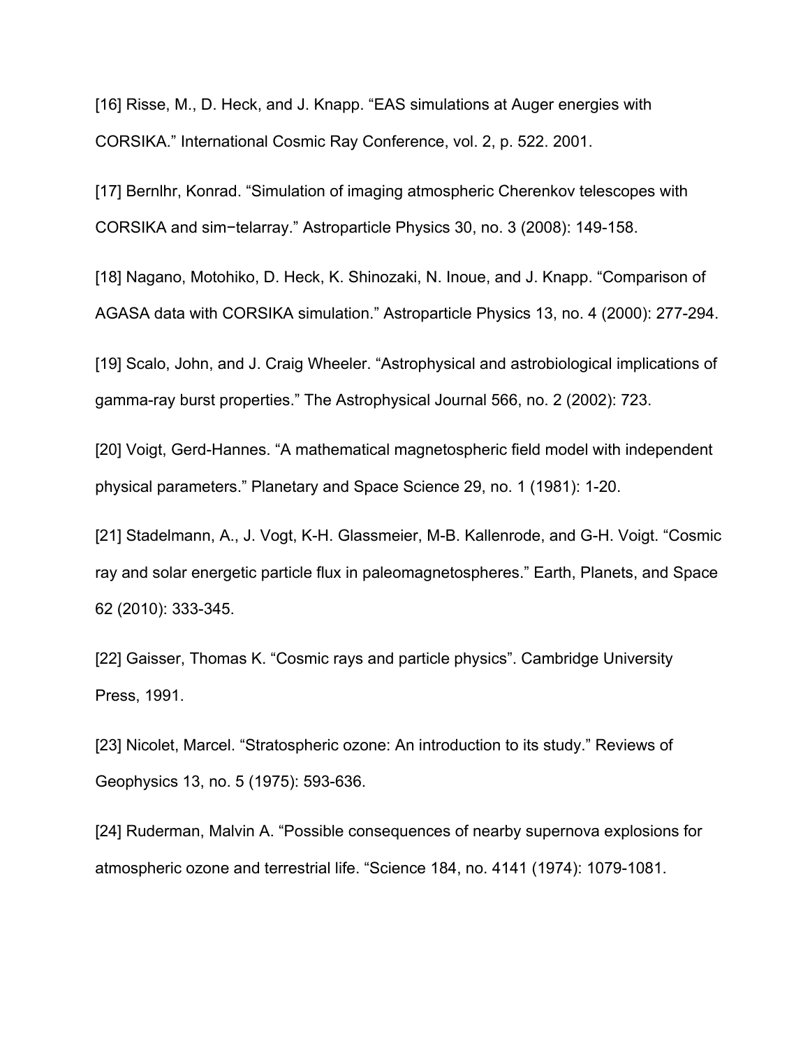[16] Risse, M., D. Heck, and J. Knapp. “EAS simulations at Auger energies with CORSIKA.” International Cosmic Ray Conference, vol. 2, p. 522. 2001.

[17] Bernlhr, Konrad. “Simulation of imaging atmospheric Cherenkov telescopes with CORSIKA and sim−telarray.” Astroparticle Physics 30, no. 3 (2008): 149-158.

[18] Nagano, Motohiko, D. Heck, K. Shinozaki, N. Inoue, and J. Knapp. “Comparison of AGASA data with CORSIKA simulation.” Astroparticle Physics 13, no. 4 (2000): 277-294.

[19] Scalo, John, and J. Craig Wheeler. “Astrophysical and astrobiological implications of gamma-ray burst properties.” The Astrophysical Journal 566, no. 2 (2002): 723.

[20] Voigt, Gerd-Hannes. “A mathematical magnetospheric field model with independent physical parameters.” Planetary and Space Science 29, no. 1 (1981): 1-20.

[21] Stadelmann, A., J. Vogt, K-H. Glassmeier, M-B. Kallenrode, and G-H. Voigt. “Cosmic ray and solar energetic particle flux in paleomagnetospheres.” Earth, Planets, and Space 62 (2010): 333-345.

[22] Gaisser, Thomas K. “Cosmic rays and particle physics”. Cambridge University Press, 1991.

[23] Nicolet, Marcel. “Stratospheric ozone: An introduction to its study.” Reviews of Geophysics 13, no. 5 (1975): 593-636.

[24] Ruderman, Malvin A. “Possible consequences of nearby supernova explosions for atmospheric ozone and terrestrial life. “Science 184, no. 4141 (1974): 1079-1081.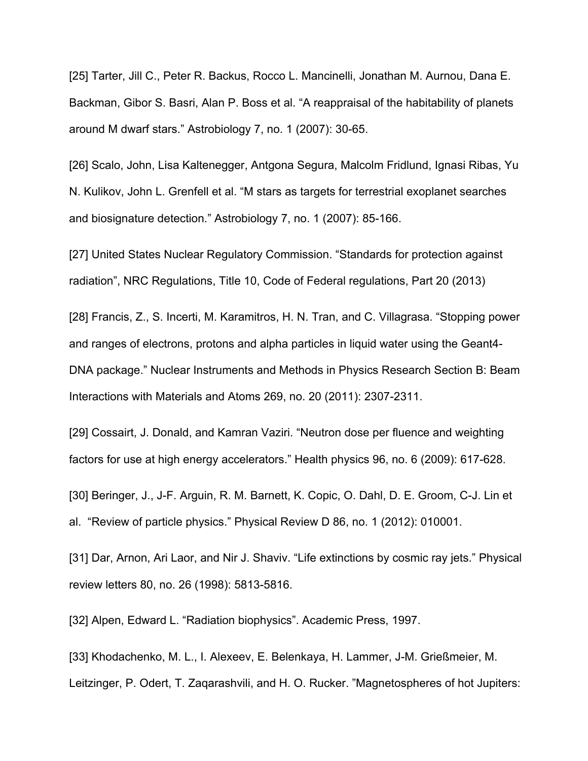[25] Tarter, Jill C., Peter R. Backus, Rocco L. Mancinelli, Jonathan M. Aurnou, Dana E. Backman, Gibor S. Basri, Alan P. Boss et al. "A reappraisal of the habitability of planets around M dwarf stars." Astrobiology 7, no. 1 (2007): 30-65.

[26] Scalo, John, Lisa Kaltenegger, Antgona Segura, Malcolm Fridlund, Ignasi Ribas, Yu N. Kulikov, John L. Grenfell et al. "M stars as targets for terrestrial exoplanet searches and biosignature detection." Astrobiology 7, no. 1 (2007): 85-166.

[27] United States Nuclear Regulatory Commission. "Standards for protection against radiation", NRC Regulations, Title 10, Code of Federal regulations, Part 20 (2013)

[28] Francis, Z., S. Incerti, M. Karamitros, H. N. Tran, and C. Villagrasa. "Stopping power and ranges of electrons, protons and alpha particles in liquid water using the Geant4-DNA package." Nuclear Instruments and Methods in Physics Research Section B: Beam Interactions with Materials and Atoms 269, no. 20 (2011): 2307-2311.

[29] Cossairt, J. Donald, and Kamran Vaziri. "Neutron dose per fluence and weighting factors for use at high energy accelerators." Health physics 96, no. 6 (2009): 617-628.

[30] Beringer, J., J-F. Arguin, R. M. Barnett, K. Copic, O. Dahl, D. E. Groom, C-J. Lin et al. "Review of particle physics." Physical Review D 86, no. 1 (2012): 010001.

[31] Dar, Arnon, Ari Laor, and Nir J. Shaviv. "Life extinctions by cosmic ray jets." Physical review letters 80, no. 26 (1998): 5813-5816.

[32] Alpen, Edward L. "Radiation biophysics". Academic Press, 1997.

[33] Khodachenko, M. L., I. Alexeev, E. Belenkaya, H. Lammer, J-M. Grießmeier, M. Leitzinger, P. Odert, T. Zaqarashvili, and H. O. Rucker. "Magnetospheres of hot Jupiters: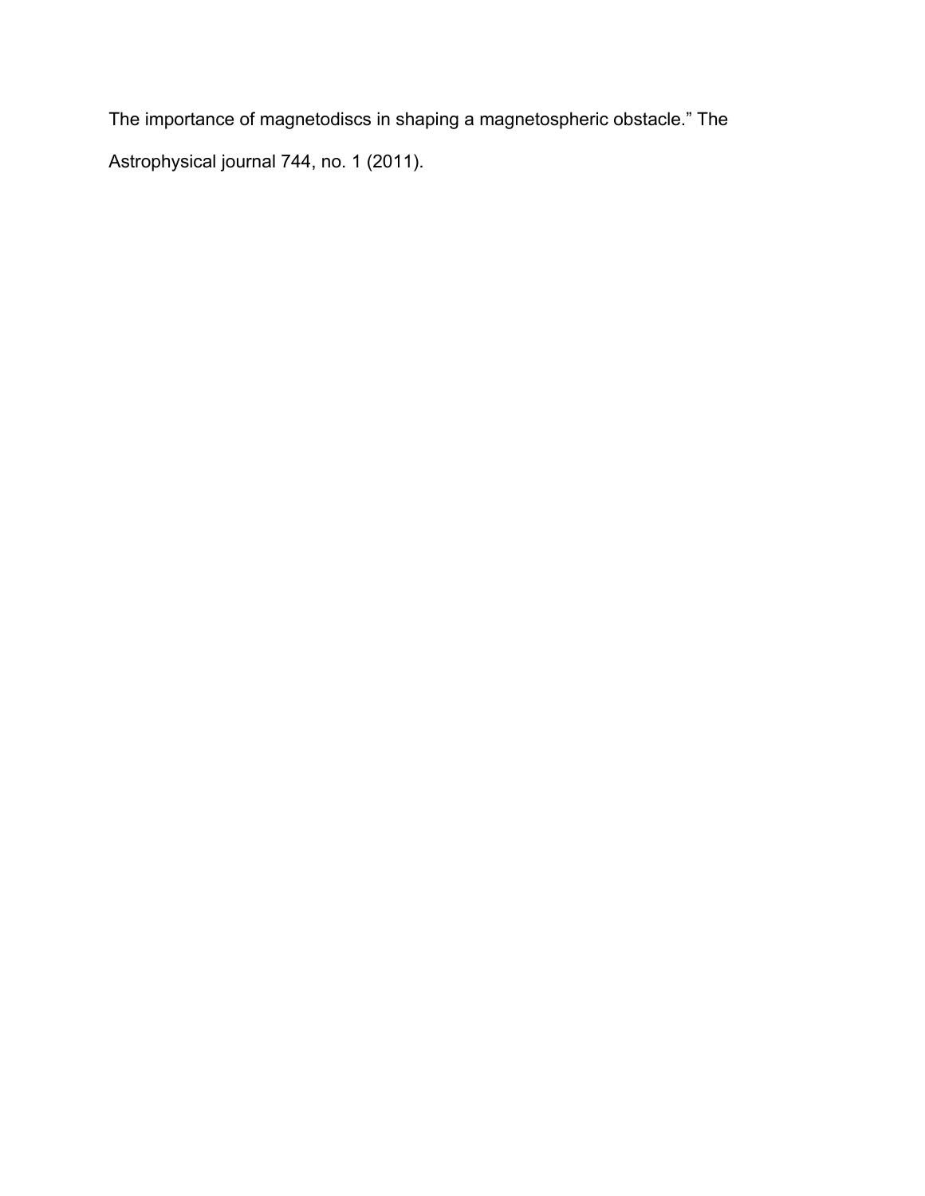The importance of magnetodiscs in shaping a magnetospheric obstacle." The Astrophysical journal 744, no. 1 (2011).